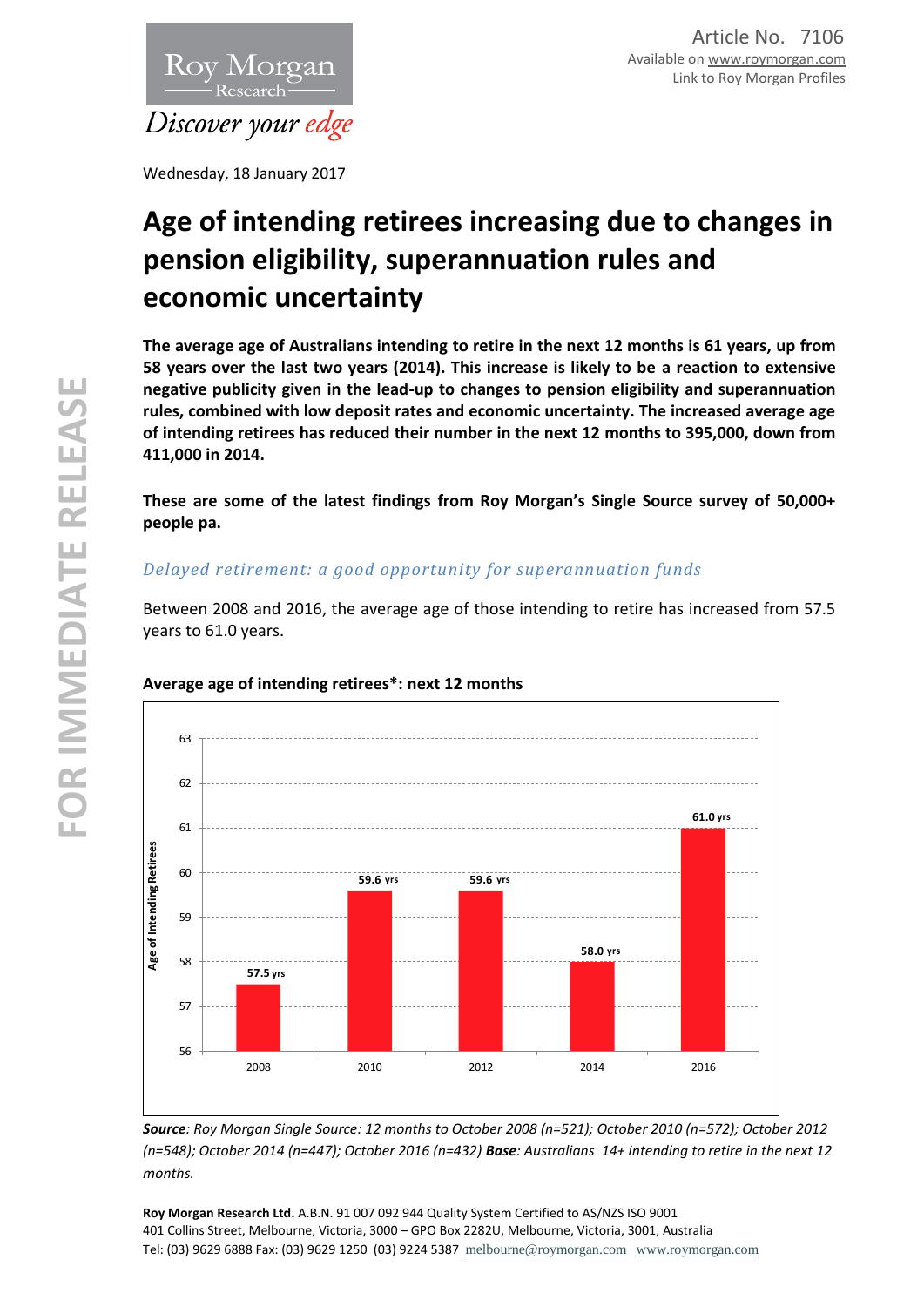Article No. 7106
Available on www.roymorgan.com
Link to Roy Morgan Profiles

Wednesday, 18 January 2017

# Age of intending retirees increasing due to changes in pension eligibility, superannuation rules and economic uncertainty

**The average age of Australians intending to retire in the next 12 months is 61 years, up from 58 years over the last two years (2014). This increase is likely to be a reaction to extensive negative publicity given in the lead-up to changes to pension eligibility and superannuation rules, combined with low deposit rates and economic uncertainty. The increased average age of intending retirees has reduced their number in the next 12 months to 395,000, down from 411,000 in 2014.**

**These are some of the latest findings from Roy Morgan's Single Source survey of 50,000+ people pa.**

## *Delayed retirement: a good opportunity for superannuation funds*

Between 2008 and 2016, the average age of those intending to retire has increased from 57.5 years to 61.0 years.

**Average age of intending retirees*: next 12 months**

| Year | Age of Intending Retirees |
|---|---|
| 2008 | 57.5 yrs |
| 2010 | 59.6 yrs |
| 2012 | 59.6 yrs |
| 2014 | 58.0 yrs |
| 2016 | 61.0 yrs |

***Source**: Roy Morgan Single Source: 12 months to October 2008 (n=521); October 2010 (n=572); October 2012 (n=548); October 2014 (n=447); October 2016 (n=432) **Base**: Australians 14+ intending to retire in the next 12 months.*

**Roy Morgan Research Ltd.** A.B.N. 91 007 092 944 Quality System Certified to AS/NZS ISO 9001
401 Collins Street, Melbourne, Victoria, 3000 – GPO Box 2282U, Melbourne, Victoria, 3001, Australia
Tel: (03) 9629 6888 Fax: (03) 9629 1250 (03) 9224 5387 melbourne@roymorgan.com www.roymorgan.com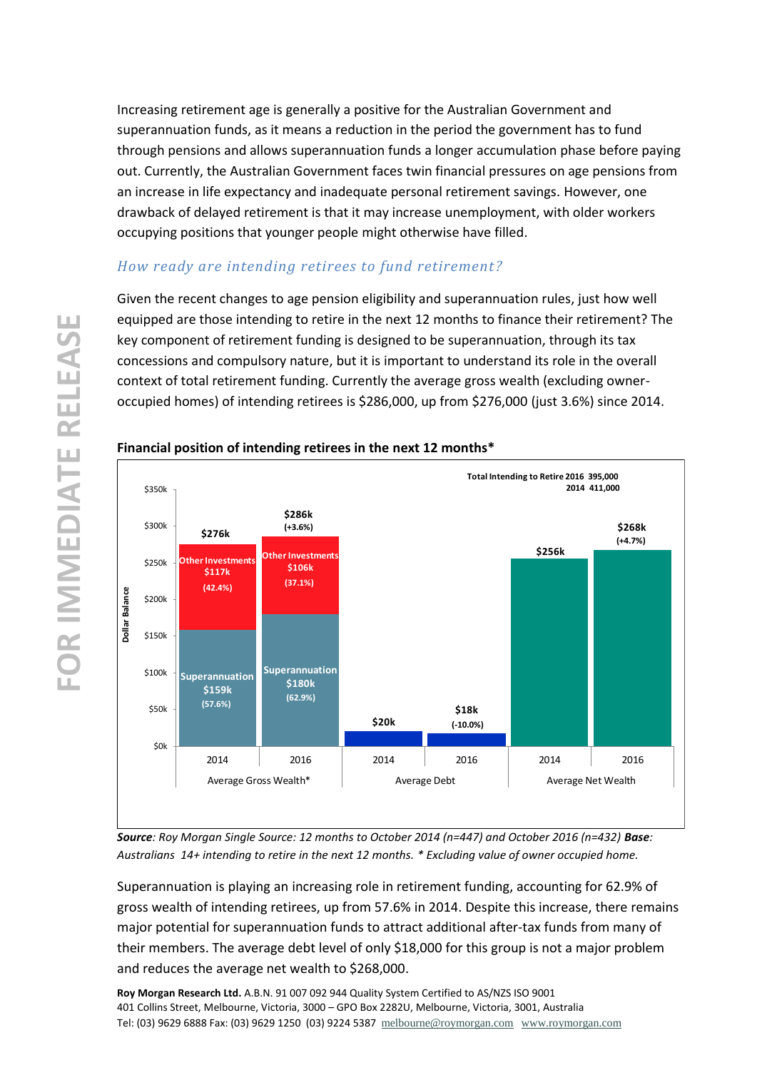Increasing retirement age is generally a positive for the Australian Government and superannuation funds, as it means a reduction in the period the government has to fund through pensions and allows superannuation funds a longer accumulation phase before paying out. Currently, the Australian Government faces twin financial pressures on age pensions from an increase in life expectancy and inadequate personal retirement savings. However, one drawback of delayed retirement is that it may increase unemployment, with older workers occupying positions that younger people might otherwise have filled.

### *How ready are intending retirees to fund retirement?*

Given the recent changes to age pension eligibility and superannuation rules, just how well equipped are those intending to retire in the next 12 months to finance their retirement? The key component of retirement funding is designed to be superannuation, through its tax concessions and compulsory nature, but it is important to understand its role in the overall context of total retirement funding. Currently the average gross wealth (excluding owner-occupied homes) of intending retirees is $286,000, up from $276,000 (just 3.6%) since 2014.

**Financial position of intending retirees in the next 12 months***

Total Intending to Retire 2016 395,000
2014 411,000

| | Average Gross Wealth* | | Average Debt | | Average Net Wealth | |
|---|---|---|---|---|---|---|
| | 2014 | 2016 | 2014 | 2016 | 2014 | 2016 |
| Superannuation | $159k (57.6%) | $180k (62.9%) | | | | |
| Other Investments | $117k (42.4%) | $106k (37.1%) | | | | |
| Total | $276k | $286k (+3.6%) | $20k | $18k (-10.0%) | $256k | $268k (+4.7%) |

***Source**: Roy Morgan Single Source: 12 months to October 2014 (n=447) and October 2016 (n=432) **Base**: Australians 14+ intending to retire in the next 12 months. * Excluding value of owner occupied home.*

Superannuation is playing an increasing role in retirement funding, accounting for 62.9% of gross wealth of intending retirees, up from 57.6% in 2014. Despite this increase, there remains major potential for superannuation funds to attract additional after-tax funds from many of their members. The average debt level of only $18,000 for this group is not a major problem and reduces the average net wealth to $268,000.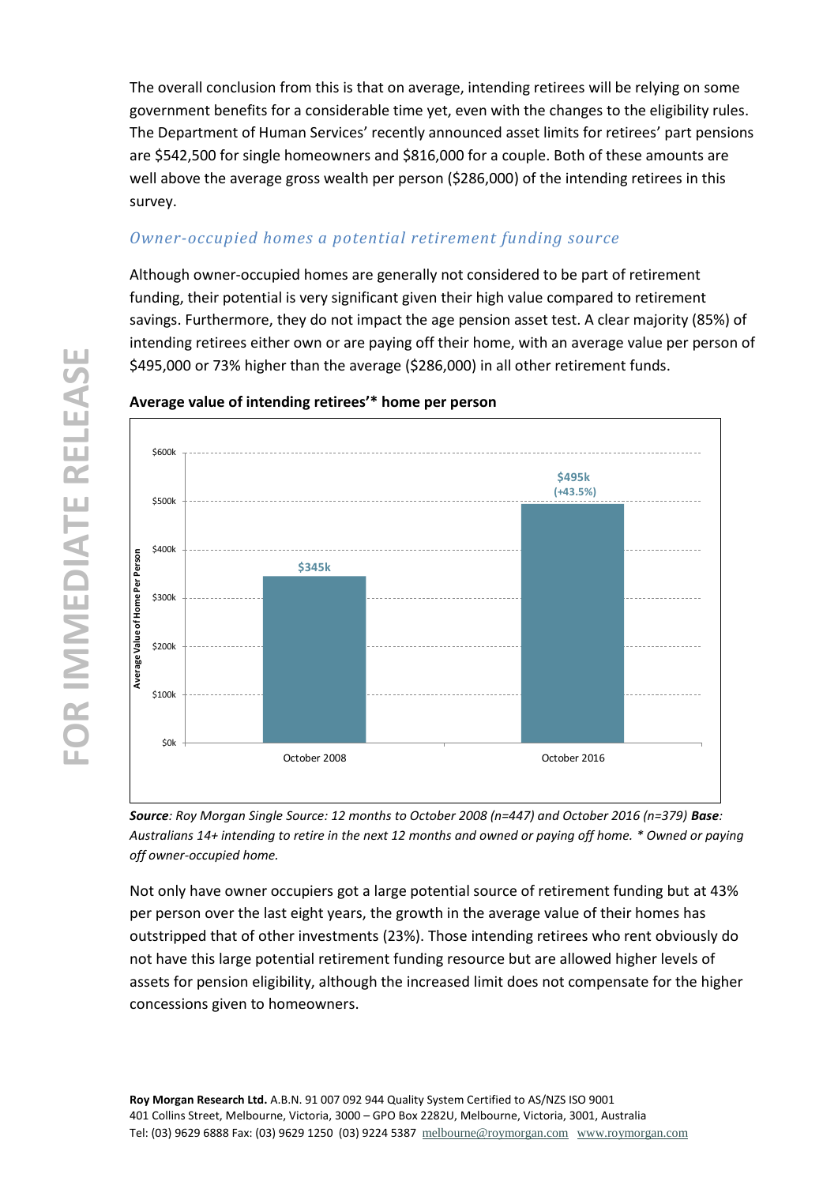The overall conclusion from this is that on average, intending retirees will be relying on some government benefits for a considerable time yet, even with the changes to the eligibility rules. The Department of Human Services' recently announced asset limits for retirees' part pensions are $542,500 for single homeowners and $816,000 for a couple. Both of these amounts are well above the average gross wealth per person ($286,000) of the intending retirees in this survey.

## *Owner-occupied homes a potential retirement funding source*

Although owner-occupied homes are generally not considered to be part of retirement funding, their potential is very significant given their high value compared to retirement savings. Furthermore, they do not impact the age pension asset test. A clear majority (85%) of intending retirees either own or are paying off their home, with an average value per person of $495,000 or 73% higher than the average ($286,000) in all other retirement funds.

**Average value of intending retirees'* home per person**

| | October 2008 | October 2016 |
|---|---|---|
| Average Value of Home Per Person | $345k | $495k (+43.5%) |

***Source***: *Roy Morgan Single Source: 12 months to October 2008 (n=447) and October 2016 (n=379)* ***Base***: *Australians 14+ intending to retire in the next 12 months and owned or paying off home. * Owned or paying off owner-occupied home.*

Not only have owner occupiers got a large potential source of retirement funding but at 43% per person over the last eight years, the growth in the average value of their homes has outstripped that of other investments (23%). Those intending retirees who rent obviously do not have this large potential retirement funding resource but are allowed higher levels of assets for pension eligibility, although the increased limit does not compensate for the higher concessions given to homeowners.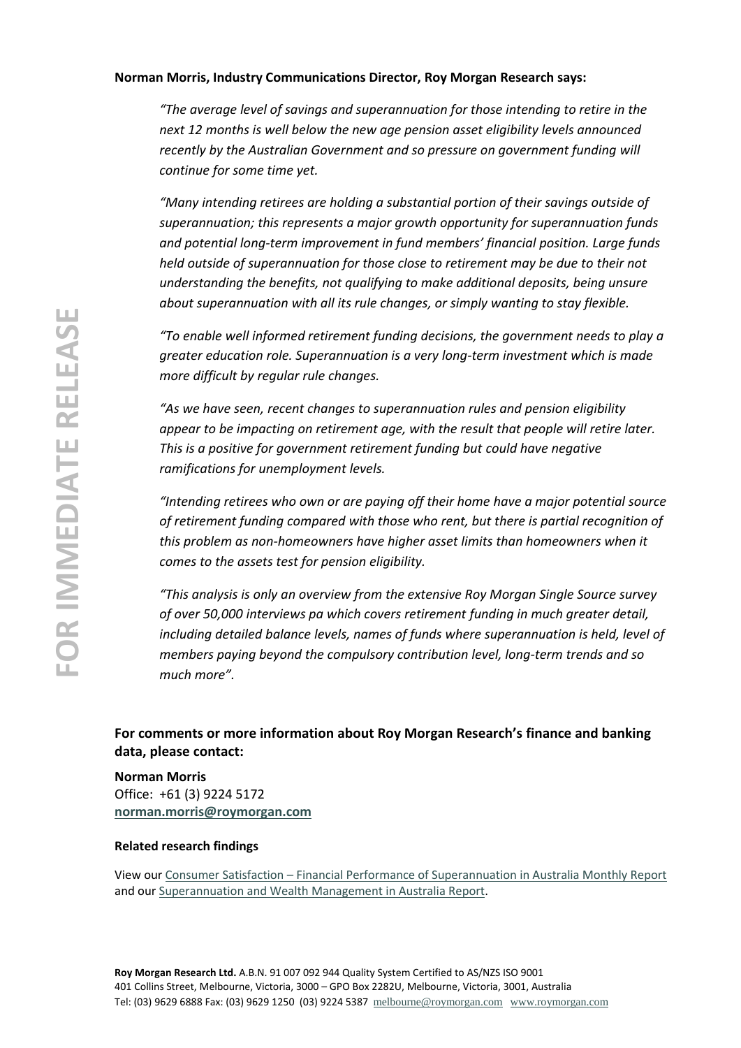**Norman Morris, Industry Communications Director, Roy Morgan Research says:**

*"The average level of savings and superannuation for those intending to retire in the next 12 months is well below the new age pension asset eligibility levels announced recently by the Australian Government and so pressure on government funding will continue for some time yet.*

*"Many intending retirees are holding a substantial portion of their savings outside of superannuation; this represents a major growth opportunity for superannuation funds and potential long-term improvement in fund members' financial position. Large funds held outside of superannuation for those close to retirement may be due to their not understanding the benefits, not qualifying to make additional deposits, being unsure about superannuation with all its rule changes, or simply wanting to stay flexible.*

*"To enable well informed retirement funding decisions, the government needs to play a greater education role. Superannuation is a very long-term investment which is made more difficult by regular rule changes.*

*"As we have seen, recent changes to superannuation rules and pension eligibility appear to be impacting on retirement age, with the result that people will retire later. This is a positive for government retirement funding but could have negative ramifications for unemployment levels.*

*"Intending retirees who own or are paying off their home have a major potential source of retirement funding compared with those who rent, but there is partial recognition of this problem as non-homeowners have higher asset limits than homeowners when it comes to the assets test for pension eligibility.*

*"This analysis is only an overview from the extensive Roy Morgan Single Source survey of over 50,000 interviews pa which covers retirement funding in much greater detail, including detailed balance levels, names of funds where superannuation is held, level of members paying beyond the compulsory contribution level, long-term trends and so much more".*

## For comments or more information about Roy Morgan Research's finance and banking data, please contact:

**Norman Morris**
Office: +61 (3) 9224 5172
**norman.morris@roymorgan.com**

### Related research findings

View our Consumer Satisfaction – Financial Performance of Superannuation in Australia Monthly Report and our Superannuation and Wealth Management in Australia Report.

**Roy Morgan Research Ltd.** A.B.N. 91 007 092 944 Quality System Certified to AS/NZS ISO 9001
401 Collins Street, Melbourne, Victoria, 3000 – GPO Box 2282U, Melbourne, Victoria, 3001, Australia
Tel: (03) 9629 6888 Fax: (03) 9629 1250 (03) 9224 5387 melbourne@roymorgan.com www.roymorgan.com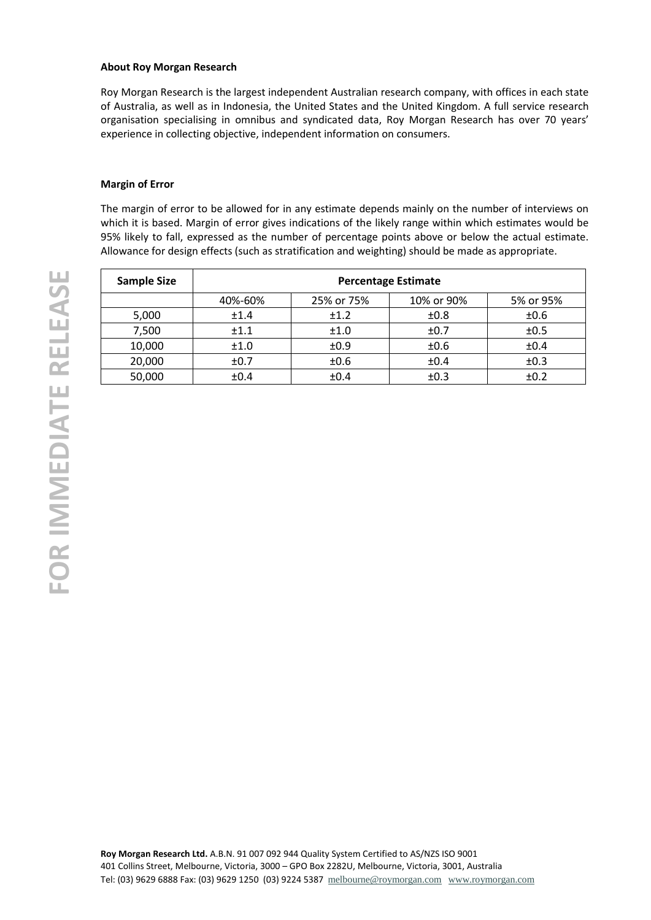**About Roy Morgan Research**

Roy Morgan Research is the largest independent Australian research company, with offices in each state of Australia, as well as in Indonesia, the United States and the United Kingdom. A full service research organisation specialising in omnibus and syndicated data, Roy Morgan Research has over 70 years' experience in collecting objective, independent information on consumers.

**Margin of Error**

The margin of error to be allowed for in any estimate depends mainly on the number of interviews on which it is based. Margin of error gives indications of the likely range within which estimates would be 95% likely to fall, expressed as the number of percentage points above or below the actual estimate. Allowance for design effects (such as stratification and weighting) should be made as appropriate.

| Sample Size | Percentage Estimate | | | |
|---|---|---|---|---|
| | 40%-60% | 25% or 75% | 10% or 90% | 5% or 95% |
| 5,000 | ±1.4 | ±1.2 | ±0.8 | ±0.6 |
| 7,500 | ±1.1 | ±1.0 | ±0.7 | ±0.5 |
| 10,000 | ±1.0 | ±0.9 | ±0.6 | ±0.4 |
| 20,000 | ±0.7 | ±0.6 | ±0.4 | ±0.3 |
| 50,000 | ±0.4 | ±0.4 | ±0.3 | ±0.2 |

FOR IMMEDIATE RELEASE

**Roy Morgan Research Ltd.** A.B.N. 91 007 092 944 Quality System Certified to AS/NZS ISO 9001
401 Collins Street, Melbourne, Victoria, 3000 – GPO Box 2282U, Melbourne, Victoria, 3001, Australia
Tel: (03) 9629 6888 Fax: (03) 9629 1250 (03) 9224 5387 melbourne@roymorgan.com www.roymorgan.com